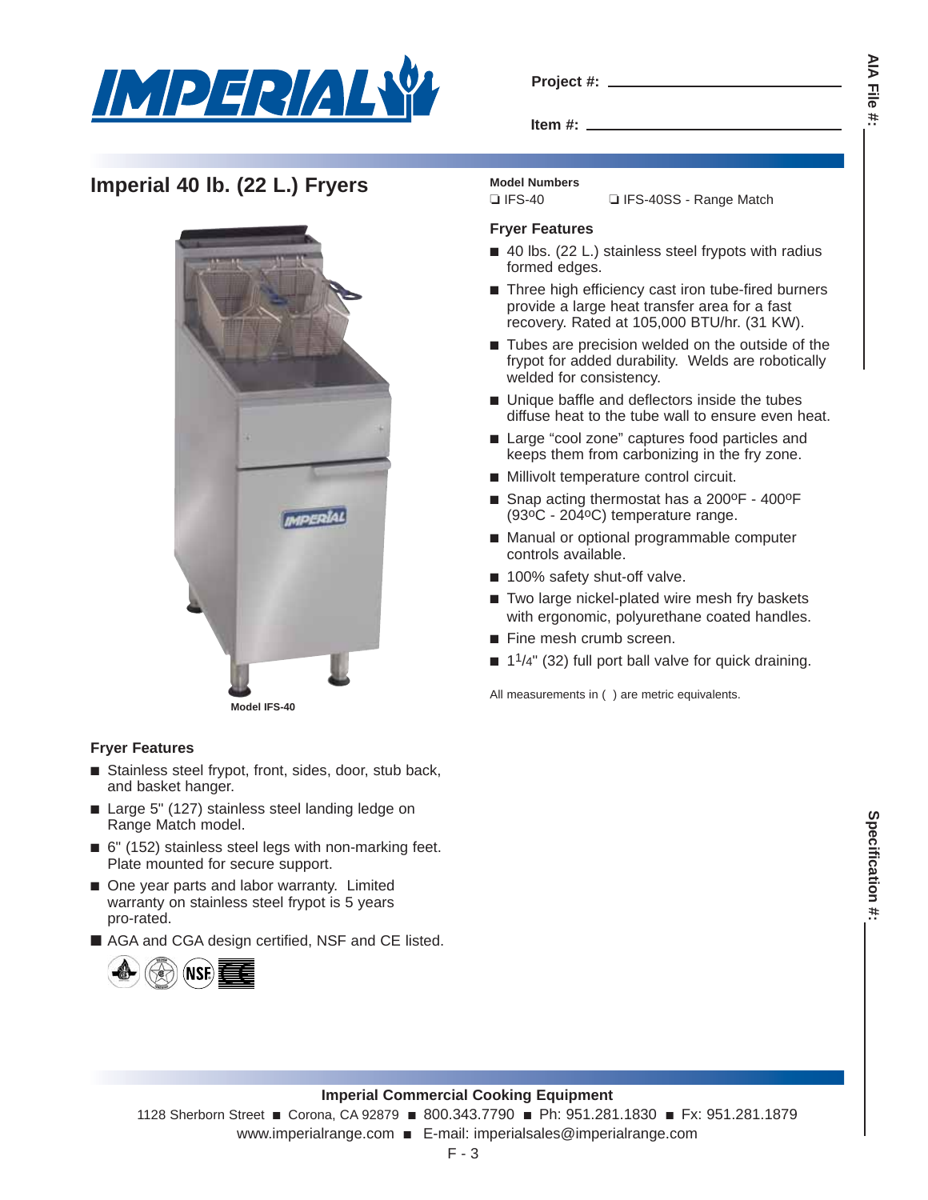Project #: ______________________

Item #: ______________________

AIA File #: ______________________

# Imperial 40 lb. (22 L.) Fryers

Model IFS-40

**Model Numbers**

❑ IFS-40 ❑ IFS-40SS - Range Match

### Fryer Features

- 40 lbs. (22 L.) stainless steel frypots with radius formed edges.
- Three high efficiency cast iron tube-fired burners provide a large heat transfer area for a fast recovery. Rated at 105,000 BTU/hr. (31 KW).
- Tubes are precision welded on the outside of the frypot for added durability. Welds are robotically welded for consistency.
- Unique baffle and deflectors inside the tubes diffuse heat to the tube wall to ensure even heat.
- Large "cool zone" captures food particles and keeps them from carbonizing in the fry zone.
- Millivolt temperature control circuit.
- Snap acting thermostat has a 200ºF - 400ºF (93ºC - 204ºC) temperature range.
- Manual or optional programmable computer controls available.
- 100% safety shut-off valve.
- Two large nickel-plated wire mesh fry baskets with ergonomic, polyurethane coated handles.
- Fine mesh crumb screen.
- 1¼" (32) full port ball valve for quick draining.

All measurements in ( ) are metric equivalents.

### Fryer Features

- Stainless steel frypot, front, sides, door, stub back, and basket hanger.
- Large 5" (127) stainless steel landing ledge on Range Match model.
- 6" (152) stainless steel legs with non-marking feet. Plate mounted for secure support.
- One year parts and labor warranty. Limited warranty on stainless steel frypot is 5 years pro-rated.
- AGA and CGA design certified, NSF and CE listed.

Specification #: ______________________

**Imperial Commercial Cooking Equipment**

1128 Sherborn Street ■ Corona, CA 92879 ■ 800.343.7790 ■ Ph: 951.281.1830 ■ Fx: 951.281.1879

www.imperialrange.com ■ E-mail: imperialsales@imperialrange.com

F - 3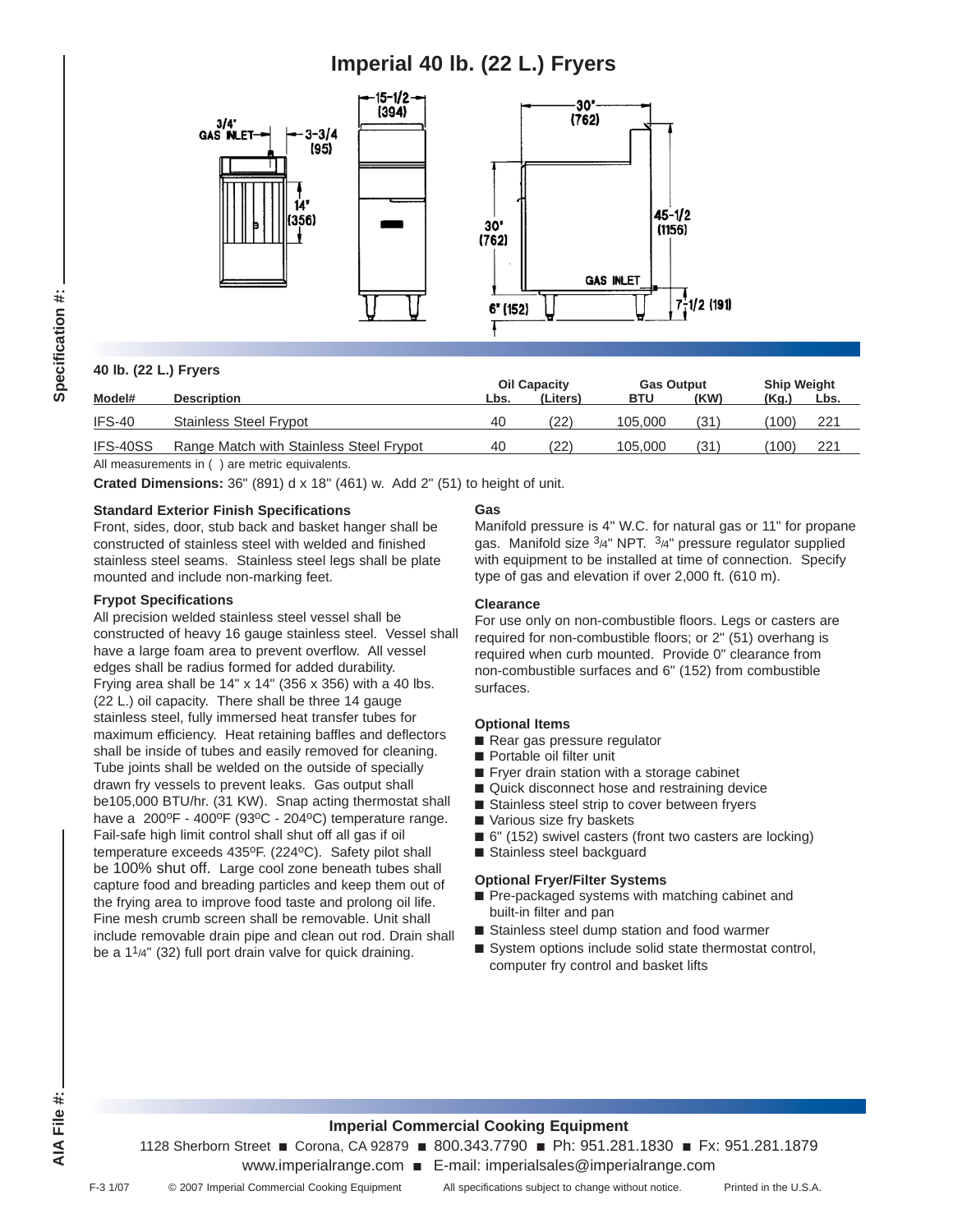# Imperial 40 lb. (22 L.) Fryers

3/4" GAS INLET
3-3/4 (95)
14" (356)
15-1/2 (394)
30" (762)
30" (762)
45-1/2 (1156)
GAS INLET
6" (152)
7-1/2 (191)

## 40 lb. (22 L.) Fryers

| Model# | Description | Oil Capacity Lbs. | (Liters) | Gas Output BTU | (KW) | Ship Weight (Kg.) | Lbs. |
|---|---|---|---|---|---|---|---|
| IFS-40 | Stainless Steel Frypot | 40 | (22) | 105,000 | (31) | (100) | 221 |
| IFS-40SS | Range Match with Stainless Steel Frypot | 40 | (22) | 105,000 | (31) | (100) | 221 |

All measurements in ( ) are metric equivalents.

**Crated Dimensions:** 36" (891) d x 18" (461) w. Add 2" (51) to height of unit.

### Standard Exterior Finish Specifications

Front, sides, door, stub back and basket hanger shall be constructed of stainless steel with welded and finished stainless steel seams. Stainless steel legs shall be plate mounted and include non-marking feet.

### Frypot Specifications

All precision welded stainless steel vessel shall be constructed of heavy 16 gauge stainless steel. Vessel shall have a large foam area to prevent overflow. All vessel edges shall be radius formed for added durability. Frying area shall be 14" x 14" (356 x 356) with a 40 lbs. (22 L.) oil capacity. There shall be three 14 gauge stainless steel, fully immersed heat transfer tubes for maximum efficiency. Heat retaining baffles and deflectors shall be inside of tubes and easily removed for cleaning. Tube joints shall be welded on the outside of specially drawn fry vessels to prevent leaks. Gas output shall be105,000 BTU/hr. (31 KW). Snap acting thermostat shall have a 200ºF - 400ºF (93ºC - 204ºC) temperature range. Fail-safe high limit control shall shut off all gas if oil temperature exceeds 435ºF. (224ºC). Safety pilot shall be 100% shut off. Large cool zone beneath tubes shall capture food and breading particles and keep them out of the frying area to improve food taste and prolong oil life. Fine mesh crumb screen shall be removable. Unit shall include removable drain pipe and clean out rod. Drain shall be a 1 1/4" (32) full port drain valve for quick draining.

### Gas

Manifold pressure is 4" W.C. for natural gas or 11" for propane gas. Manifold size 3/4" NPT. 3/4" pressure regulator supplied with equipment to be installed at time of connection. Specify type of gas and elevation if over 2,000 ft. (610 m).

### Clearance

For use only on non-combustible floors. Legs or casters are required for non-combustible floors; or 2" (51) overhang is required when curb mounted. Provide 0" clearance from non-combustible surfaces and 6" (152) from combustible surfaces.

### Optional Items

- Rear gas pressure regulator
- Portable oil filter unit
- Fryer drain station with a storage cabinet
- Quick disconnect hose and restraining device
- Stainless steel strip to cover between fryers
- Various size fry baskets
- 6" (152) swivel casters (front two casters are locking)
- Stainless steel backguard

### Optional Fryer/Filter Systems

- Pre-packaged systems with matching cabinet and built-in filter and pan
- Stainless steel dump station and food warmer
- System options include solid state thermostat control, computer fry control and basket lifts

Specification #: ______

AIA File #: ______

**Imperial Commercial Cooking Equipment**

1128 Sherborn Street ■ Corona, CA 92879 ■ 800.343.7790 ■ Ph: 951.281.1830 ■ Fx: 951.281.1879

www.imperialrange.com ■ E-mail: imperialsales@imperialrange.com

F-3 1/07 © 2007 Imperial Commercial Cooking Equipment All specifications subject to change without notice. Printed in the U.S.A.